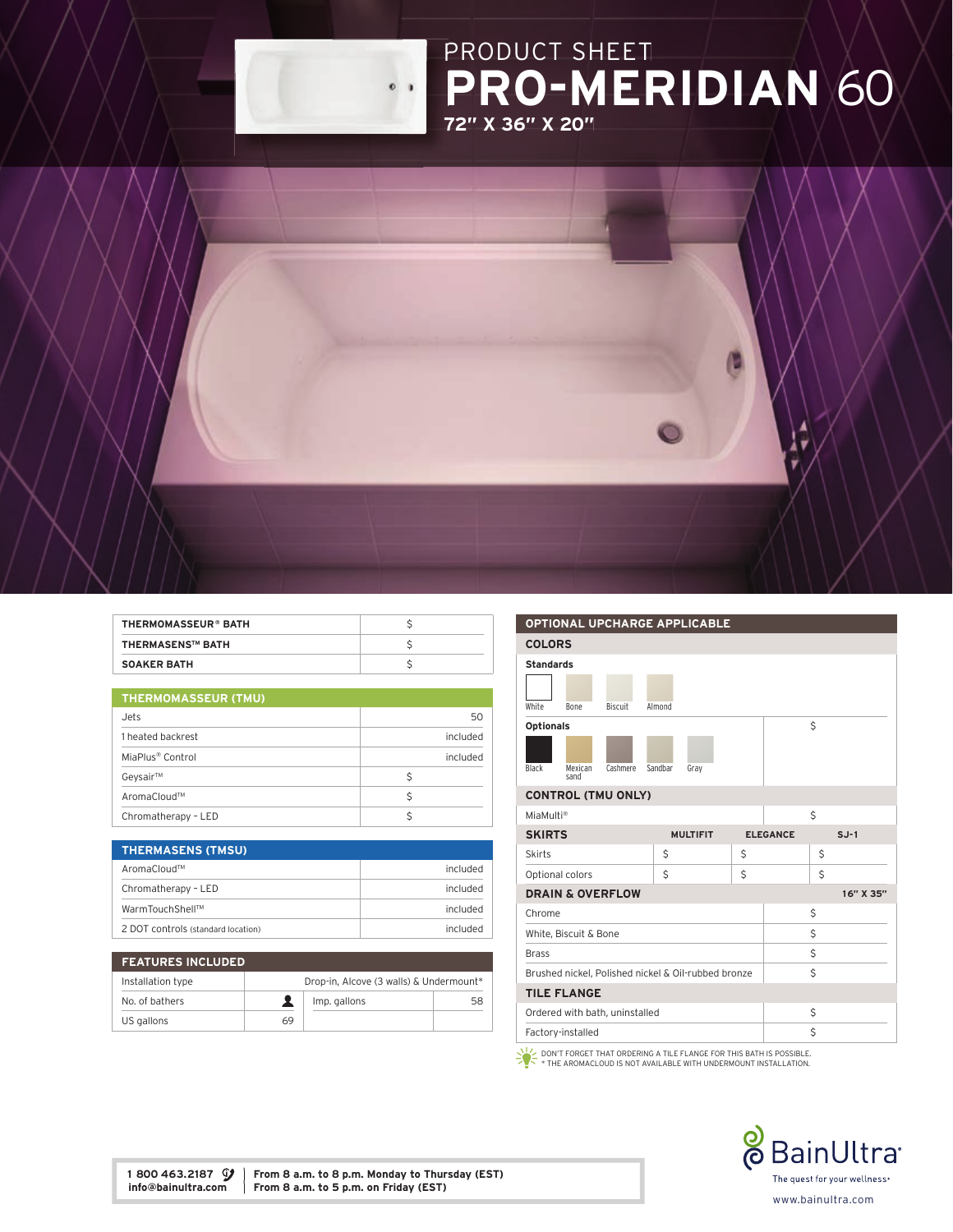# PRODUCT SHEET

# PRO-MERIDIAN 60

**72" X 36" X 20"**

| | |
|---|---|
| **THERMOMASSEUR® BATH** | $ |
| **THERMASENS™ BATH** | $ |
| **SOAKER BATH** | $ |

| **THERMOMASSEUR (TMU)** | |
|---|---|
| Jets | 50 |
| 1 heated backrest | included |
| MiaPlus® Control | included |
| Geysair™ | $ |
| AromaCloud™ | $ |
| Chromatherapy - LED | $ |

| **THERMASENS (TMSU)** | |
|---|---|
| AromaCloud™ | included |
| Chromatherapy - LED | included |
| WarmTouchShell™ | included |
| 2 DOT controls (standard location) | included |

| **FEATURES INCLUDED** | | | |
|---|---|---|---|
| Installation type | Drop-in, Alcove (3 walls) & Undermount* | | |
| No. of bathers | | Imp. gallons | 58 |
| US gallons | 69 | | |

## OPTIONAL UPCHARGE APPLICABLE

### COLORS

**Standards**

White, Bone, Biscuit, Almond

**Optionals** — $

Black, Mexican sand, Cashmere, Sandbar, Gray

| **CONTROL (TMU ONLY)** | |
|---|---|
| MiaMulti® | $ |

| **SKIRTS** | **MULTIFIT** | **ELEGANCE** | **SJ-1** |
|---|---|---|---|
| Skirts | $ | $ | $ |
| Optional colors | $ | $ | $ |

| **DRAIN & OVERFLOW** | **16" X 35"** |
|---|---|
| Chrome | $ |
| White, Biscuit & Bone | $ |
| Brass | $ |
| Brushed nickel, Polished nickel & Oil-rubbed bronze | $ |

| **TILE FLANGE** | |
|---|---|
| Ordered with bath, uninstalled | $ |
| Factory-installed | $ |

DON'T FORGET THAT ORDERING A TILE FLANGE FOR THIS BATH IS POSSIBLE.
* THE AROMACLOUD IS NOT AVAILABLE WITH UNDERMOUNT INSTALLATION.

1 800 463.2187
info@bainultra.com

From 8 a.m. to 8 p.m. Monday to Thursday (EST)
From 8 a.m. to 5 p.m. on Friday (EST)

BainUltra
The quest for your wellness®
www.bainultra.com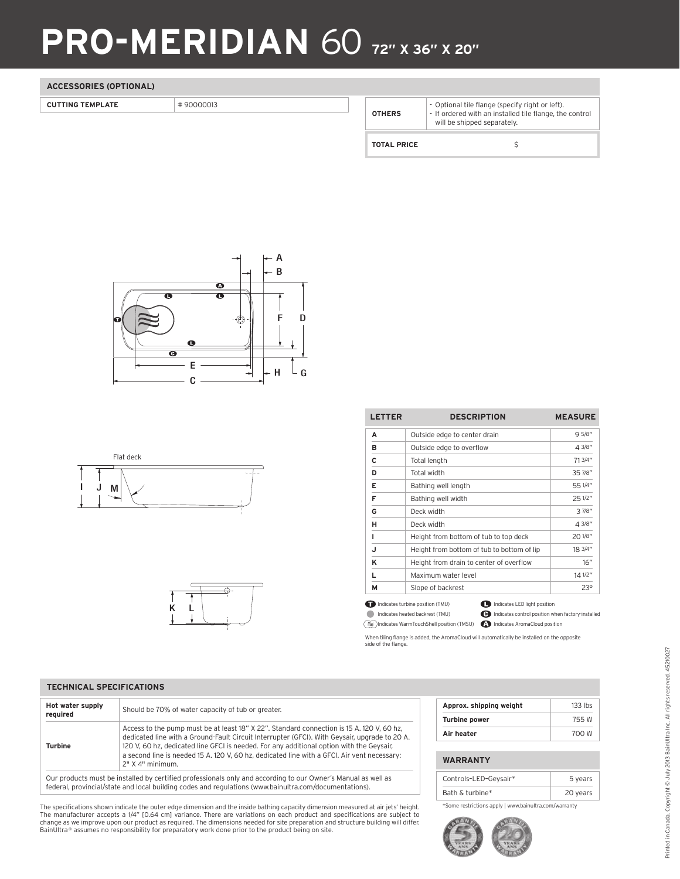# PRO-MERIDIAN 60 72" X 36" X 20"

## ACCESSORIES (OPTIONAL)

| | |
|---|---|
| **CUTTING TEMPLATE** | # 90000013 |

| | |
|---|---|
| **OTHERS** | - Optional tile flange (specify right or left).<br>- If ordered with an installed tile flange, the control will be shipped separately. |
| **TOTAL PRICE** | $ |

A
B
F
D
E
H
G
C

Flat deck

I J M

K L

| LETTER | DESCRIPTION | MEASURE |
|---|---|---|
| A | Outside edge to center drain | 9 5/8" |
| B | Outside edge to overflow | 4 3/8" |
| C | Total length | 71 3/4" |
| D | Total width | 35 7/8" |
| E | Bathing well length | 55 1/4" |
| F | Bathing well width | 25 1/2" |
| G | Deck width | 3 7/8" |
| H | Deck width | 4 3/8" |
| I | Height from bottom of tub to top deck | 20 1/8" |
| J | Height from bottom of tub to bottom of lip | 18 3/4" |
| K | Height from drain to center of overflow | 16" |
| L | Maximum water level | 14 1/2" |
| M | Slope of backrest | 23° |

- T Indicates turbine position (TMU)
- Indicates heated backrest (TMU)
- Indicates WarmTouchShell position (TMSU)
- L Indicates LED light position
- C Indicates control position when factory-installed
- A Indicates AromaCloud position

When tiling flange is added, the AromaCloud will automatically be installed on the opposite side of the flange.

## TECHNICAL SPECIFICATIONS

| | |
|---|---|
| **Hot water supply required** | Should be 70% of water capacity of tub or greater. |
| **Turbine** | Access to the pump must be at least 18" X 22". Standard connection is 15 A. 120 V, 60 hz, dedicated line with a Ground-Fault Circuit Interrupter (GFCI). With Geysair, upgrade to 20 A. 120 V, 60 hz, dedicated line GFCI is needed. For any additional option with the Geysair, a second line is needed 15 A. 120 V, 60 hz, dedicated line with a GFCI. Air vent necessary: 2" X 4" minimum. |

Our products must be installed by certified professionals only and according to our Owner's Manual as well as federal, provincial/state and local building codes and regulations (www.bainultra.com/documentations).

| | |
|---|---|
| **Approx. shipping weight** | 133 lbs |
| **Turbine power** | 755 W |
| **Air heater** | 700 W |

## WARRANTY

| | |
|---|---|
| Controls–LED–Geysair* | 5 years |
| Bath & turbine* | 20 years |

*Some restrictions apply | www.bainultra.com/warranty

The specifications shown indicate the outer edge dimension and the inside bathing capacity dimension measured at air jets' height. The manufacturer accepts a 1/4" [0.64 cm] variance. There are variations on each product and specifications are subject to change as we improve upon our product as required. The dimensions needed for site preparation and structure building will differ. BainUltra® assumes no responsibility for preparatory work done prior to the product being on site.

Printed in Canada. Copyright © July 2013 BainUltra Inc. All rights reserved. 45210027